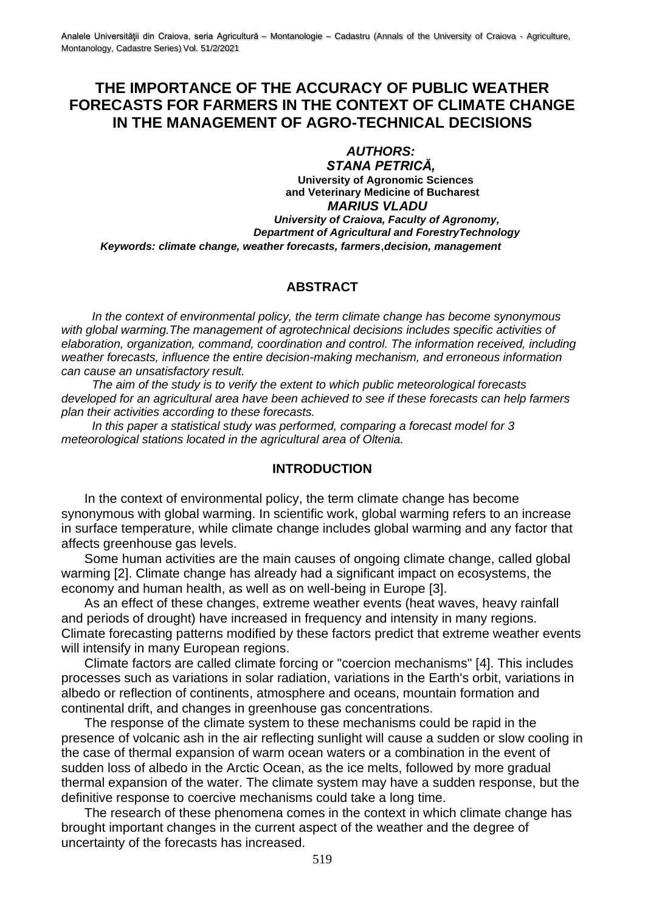# THE IMPORTANCE OF THE ACCURACY OF PUBLIC WEATHER FORECASTS FOR FARMERS IN THE CONTEXT OF CLIMATE CHANGE IN THE MANAGEMENT OF AGRO-TECHNICAL DECISIONS

***AUTHORS:***
***STANA PETRICĂ,***
**University of Agronomic Sciences and Veterinary Medicine of Bucharest**
***MARIUS VLADU***
***University of Craiova, Faculty of Agronomy, Department of Agricultural and ForestryTechnology***

***Keywords: climate change, weather forecasts, farmers,decision, management***

## ABSTRACT

*In the context of environmental policy, the term climate change has become synonymous with global warming.The management of agrotechnical decisions includes specific activities of elaboration, organization, command, coordination and control. The information received, including weather forecasts, influence the entire decision-making mechanism, and erroneous information can cause an unsatisfactory result.*

*The aim of the study is to verify the extent to which public meteorological forecasts developed for an agricultural area have been achieved to see if these forecasts can help farmers plan their activities according to these forecasts.*

*In this paper a statistical study was performed, comparing a forecast model for 3 meteorological stations located in the agricultural area of Oltenia.*

## INTRODUCTION

In the context of environmental policy, the term climate change has become synonymous with global warming. In scientific work, global warming refers to an increase in surface temperature, while climate change includes global warming and any factor that affects greenhouse gas levels.

Some human activities are the main causes of ongoing climate change, called global warming [2]. Climate change has already had a significant impact on ecosystems, the economy and human health, as well as on well-being in Europe [3].

As an effect of these changes, extreme weather events (heat waves, heavy rainfall and periods of drought) have increased in frequency and intensity in many regions. Climate forecasting patterns modified by these factors predict that extreme weather events will intensify in many European regions.

Climate factors are called climate forcing or "coercion mechanisms" [4]. This includes processes such as variations in solar radiation, variations in the Earth's orbit, variations in albedo or reflection of continents, atmosphere and oceans, mountain formation and continental drift, and changes in greenhouse gas concentrations.

The response of the climate system to these mechanisms could be rapid in the presence of volcanic ash in the air reflecting sunlight will cause a sudden or slow cooling in the case of thermal expansion of warm ocean waters or a combination in the event of sudden loss of albedo in the Arctic Ocean, as the ice melts, followed by more gradual thermal expansion of the water. The climate system may have a sudden response, but the definitive response to coercive mechanisms could take a long time.

The research of these phenomena comes in the context in which climate change has brought important changes in the current aspect of the weather and the degree of uncertainty of the forecasts has increased.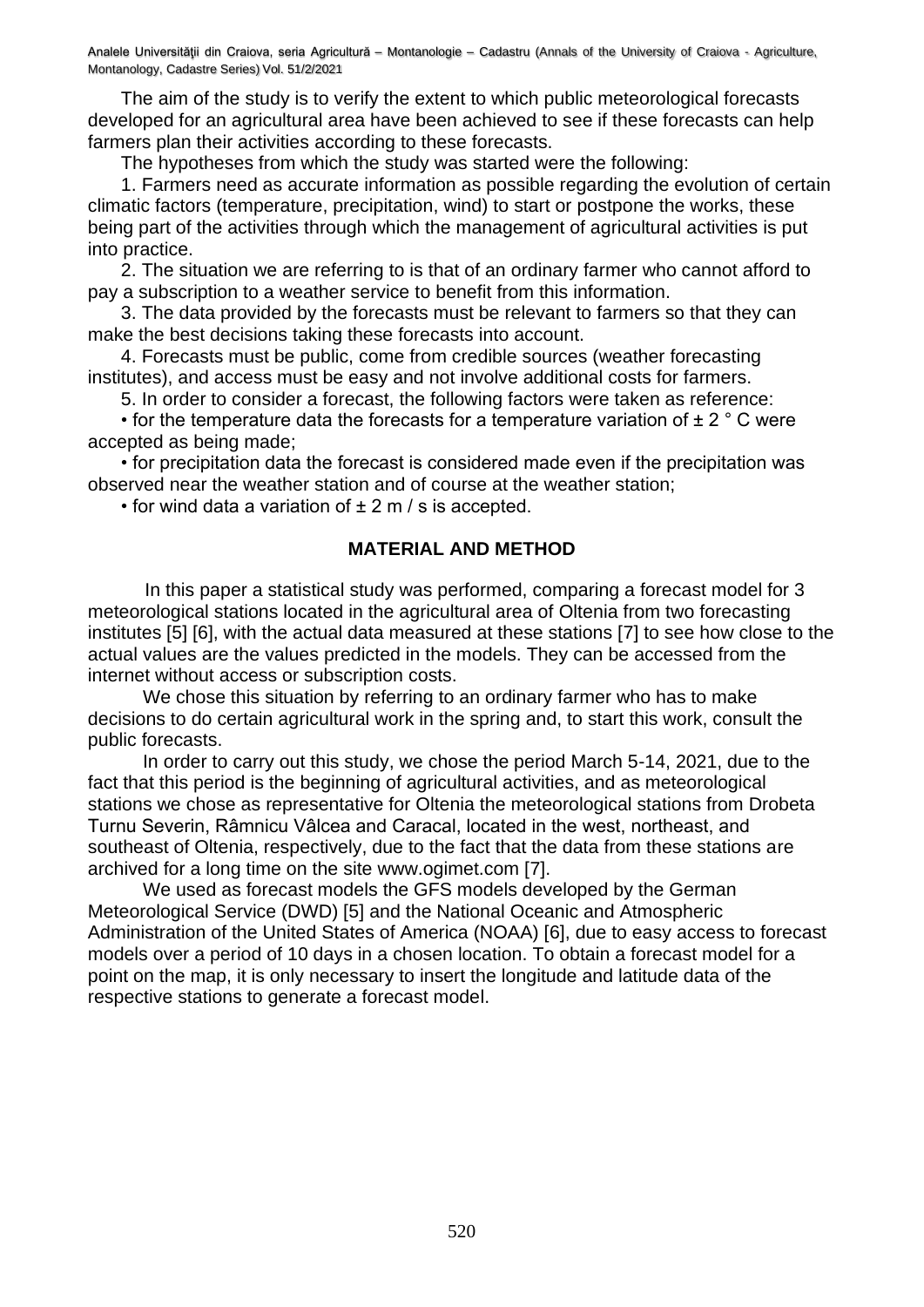The aim of the study is to verify the extent to which public meteorological forecasts developed for an agricultural area have been achieved to see if these forecasts can help farmers plan their activities according to these forecasts.

The hypotheses from which the study was started were the following:

1. Farmers need as accurate information as possible regarding the evolution of certain climatic factors (temperature, precipitation, wind) to start or postpone the works, these being part of the activities through which the management of agricultural activities is put into practice.
2. The situation we are referring to is that of an ordinary farmer who cannot afford to pay a subscription to a weather service to benefit from this information.
3. The data provided by the forecasts must be relevant to farmers so that they can make the best decisions taking these forecasts into account.
4. Forecasts must be public, come from credible sources (weather forecasting institutes), and access must be easy and not involve additional costs for farmers.
5. In order to consider a forecast, the following factors were taken as reference:

• for the temperature data the forecasts for a temperature variation of $\pm 2$ ° C were accepted as being made;

• for precipitation data the forecast is considered made even if the precipitation was observed near the weather station and of course at the weather station;

• for wind data a variation of $\pm 2$ m / s is accepted.

## MATERIAL AND METHOD

In this paper a statistical study was performed, comparing a forecast model for 3 meteorological stations located in the agricultural area of Oltenia from two forecasting institutes [5] [6], with the actual data measured at these stations [7] to see how close to the actual values are the values predicted in the models. They can be accessed from the internet without access or subscription costs.

We chose this situation by referring to an ordinary farmer who has to make decisions to do certain agricultural work in the spring and, to start this work, consult the public forecasts.

In order to carry out this study, we chose the period March 5-14, 2021, due to the fact that this period is the beginning of agricultural activities, and as meteorological stations we chose as representative for Oltenia the meteorological stations from Drobeta Turnu Severin, Râmnicu Vâlcea and Caracal, located in the west, northeast, and southeast of Oltenia, respectively, due to the fact that the data from these stations are archived for a long time on the site www.ogimet.com [7].

We used as forecast models the GFS models developed by the German Meteorological Service (DWD) [5] and the National Oceanic and Atmospheric Administration of the United States of America (NOAA) [6], due to easy access to forecast models over a period of 10 days in a chosen location. To obtain a forecast model for a point on the map, it is only necessary to insert the longitude and latitude data of the respective stations to generate a forecast model.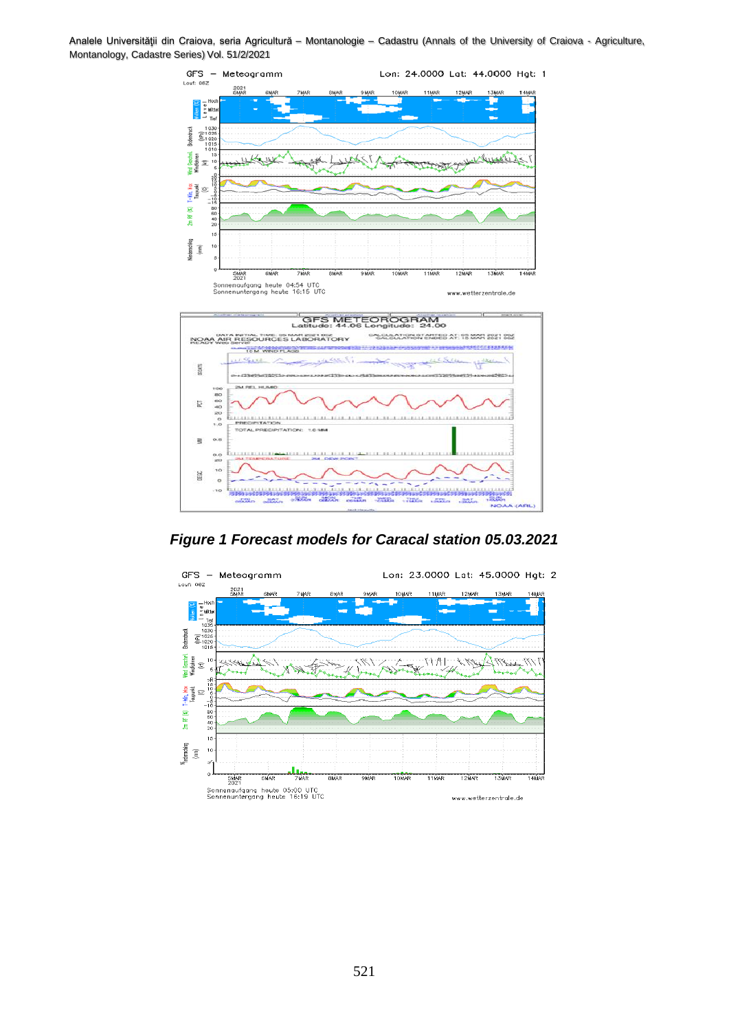GFS – Meteogramm

Lon: 24.0000 Lat: 44.0000 Hgt: 1

Lauf: 06Z

2021 5MAR 6MAR 7MAR 8MAR 9MAR 10MAR 11MAR 12MAR 13MAR 14MAR

Sonnenaufgang heute 04:54 UTC
Sonnenuntergang heute 16:15 UTC

www.wetterzentrale.de

GFS METEOROGRAM
Latitude: 44.06 Longitude: 24.00

NOAA AIR RESOURCES LABORATORY

2M REL HUMID

PRECIPITATION

TOTAL PRECIPITATION: 1.0 MM

2M TEMPERATURE

2M DEW POINT

NOAA (ARL)

***Figure 1 Forecast models for Caracal station 05.03.2021***

GFS – Meteogramm

Lon: 23.0000 Lat: 45.0000 Hgt: 2

Lauf: 06Z

2021 5MAR 6MAR 7MAR 8MAR 9MAR 10MAR 11MAR 12MAR 13MAR 14MAR

Sonnenaufgang heute 05:00 UTC
Sonnenuntergang heute 16:19 UTC

www.wetterzentrale.de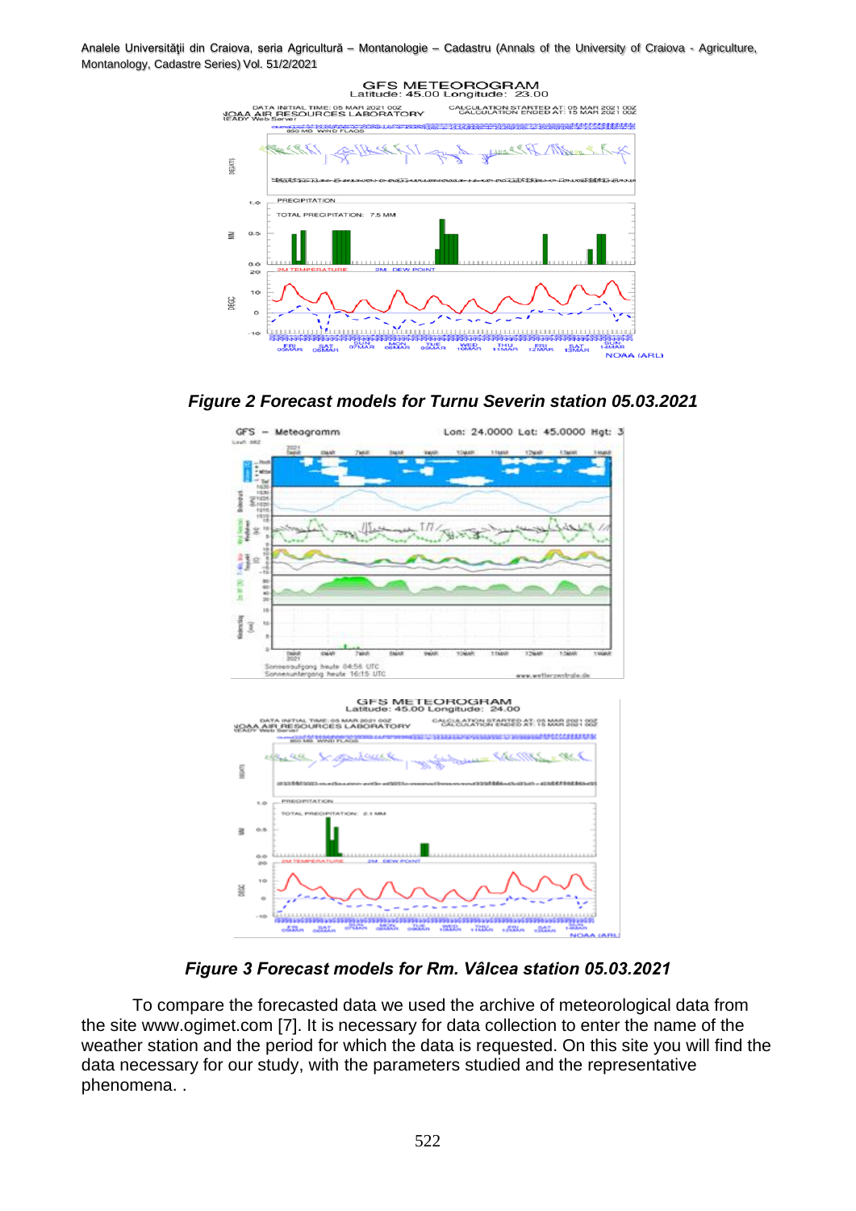GFS METEOROGRAM
Latitude: 45.00 Longitude: 23.00

DATA INITIAL TIME: 05 MAR 2021 00Z
NOAA AIR RESOURCES LABORATORY
READY Web Server
CALCULATION STARTED AT: 05 MAR 2021 00Z
CALCULATION ENDED AT: 15 MAR 2021 00Z

850 MB WIND FLAGS

KNOTS

PRECIPITATION
TOTAL PRECIPITATION: 7.5 MM

MM

2M TEMPERATURE
2M DEW POINT

DEGC

NOAA (ARL)

*Figure 2 Forecast models for Turnu Severin station 05.03.2021*

GFS – Meteogramm
Lon: 24.0000 Lat: 45.0000 Hgt: 3

Sonnenaufgang heute 04:56 UTC
Sonnenuntergang heute 16:15 UTC
www.wetterzentrale.de

GFS METEOROGRAM
Latitude: 45.00 Longitude: 24.00

DATA INITIAL TIME: 05 MAR 2021 00Z
NOAA AIR RESOURCES LABORATORY
READY Web Server
CALCULATION STARTED AT: 05 MAR 2021 00Z
CALCULATION ENDED AT: 15 MAR 2021 00Z

850 MB WIND FLAGS

PRECIPITATION
TOTAL PRECIPITATION: 2.1 MM

2M TEMPERATURE
2M DEW POINT

NOAA (ARL)

*Figure 3 Forecast models for Rm. Vâlcea station 05.03.2021*

To compare the forecasted data we used the archive of meteorological data from the site www.ogimet.com [7]. It is necessary for data collection to enter the name of the weather station and the period for which the data is requested. On this site you will find the data necessary for our study, with the parameters studied and the representative phenomena. .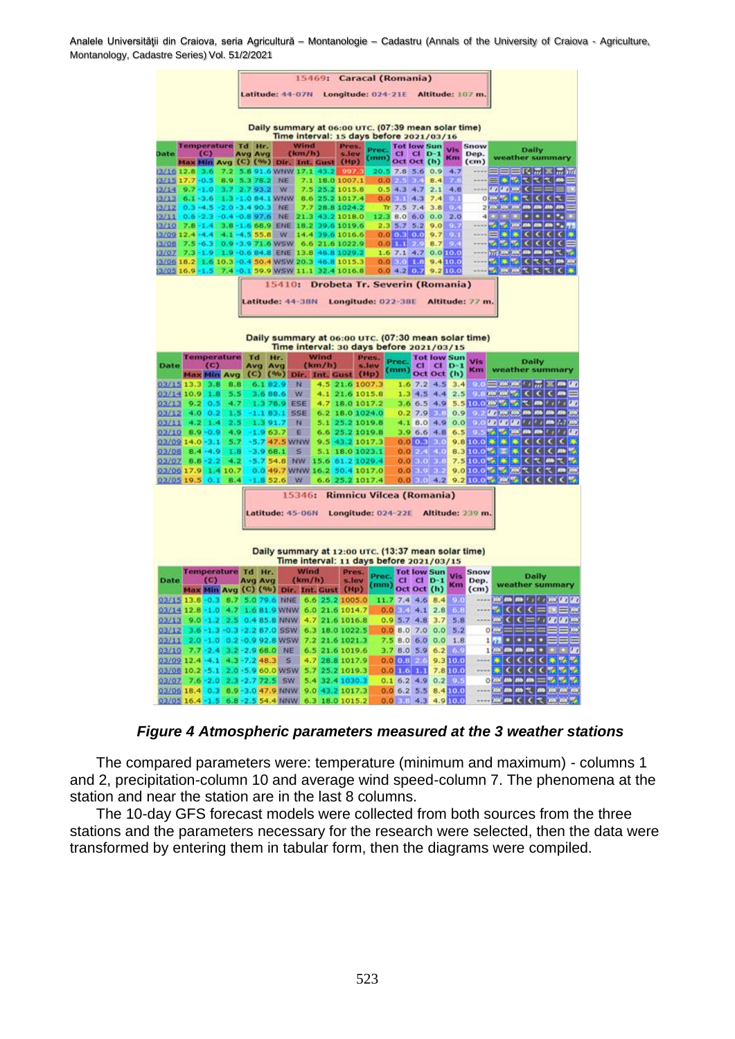**15469: Caracal (Romania)**

Latitude: 44-07N  Longitude: 024-21E  Altitude: 107 m.

Daily summary at 06:00 UTC. (07:39 mean solar time)
Time interval: 15 days before 2021/03/16

| Date | Temperature (C) Max | Min | Avg | Td Avg (C) | Hr. Avg (%) | Wind (km/h) Dir. | Int. | Gust | Pres. s.lev (Hp) | Prec. (mm) | Tot Cl Oct | low Cl Oct | Sun D-1 (h) | Vis Km | Snow Dep. (cm) |
|---|---|---|---|---|---|---|---|---|---|---|---|---|---|---|---|
| 03/16 | 12.8 | 3.6 | 7.2 | 5.8 | 91.6 | WNW | 17.1 | 43.2 | 997.3 | 20.5 | 7.8 | 5.6 | 0.9 | 4.7 | ---- |
| 03/15 | 17.7 | -0.5 | 8.9 | 5.3 | 78.2 | NE | 7.1 | 18.0 | 1007.1 | 0.0 | 2.5 | 3.4 | 8.4 | 7.6 | ---- |
| 03/14 | 9.7 | -1.0 | 3.7 | 2.7 | 93.2 | W | 7.5 | 25.2 | 1015.8 | 0.5 | 4.3 | 4.7 | 2.1 | 4.8 | ---- |
| 03/13 | 6.1 | -3.6 | 1.3 | -1.0 | 84.1 | WNW | 8.6 | 25.2 | 1017.4 | 0.0 | 3.1 | 4.3 | 7.4 | 9.1 | 0 |
| 03/12 | 0.3 | -4.5 | -2.0 | -3.4 | 90.3 | NE | 7.7 | 28.8 | 1024.2 | Tr | 7.5 | 7.4 | 3.8 | 9.4 | 2 |
| 03/11 | 0.6 | -2.3 | -0.4 | -0.8 | 97.6 | NE | 21.3 | 43.2 | 1018.0 | 12.3 | 8.0 | 6.0 | 0.0 | 2.0 | 4 |
| 03/10 | 7.8 | -1.4 | 3.8 | -1.6 | 68.9 | ENE | 18.2 | 39.6 | 1019.6 | 2.3 | 5.7 | 5.2 | 9.0 | 9.7 | ---- |
| 03/09 | 12.4 | -4.4 | 4.1 | -4.5 | 55.8 | W | 14.4 | 39.6 | 1016.6 | 0.0 | 0.3 | 0.0 | 9.7 | 9.1 | ---- |
| 03/08 | 7.5 | -6.3 | 0.9 | -3.9 | 71.6 | WSW | 6.6 | 21.6 | 1022.9 | 0.0 | 1.1 | 2.9 | 8.7 | 9.4 | ---- |
| 03/07 | 7.3 | -1.9 | 1.9 | -0.6 | 84.8 | ENE | 13.8 | 46.8 | 1029.2 | 1.6 | 7.1 | 4.7 | 0.0 | 10.0 | ---- |
| 03/06 | 18.2 | 1.6 | 10.3 | -0.4 | 50.4 | WSW | 20.3 | 46.8 | 1015.3 | 0.0 | 3.0 | 1.8 | 9.4 | 10.0 | ---- |
| 03/05 | 16.9 | -1.5 | 7.4 | -0.1 | 59.9 | WSW | 11.1 | 32.4 | 1016.8 | 0.0 | 4.2 | 0.7 | 9.2 | 10.0 | ---- |

**15410: Drobeta Tr. Severin (Romania)**

Latitude: 44-38N  Longitude: 022-38E  Altitude: 77 m.

Daily summary at 06:00 UTC. (07:30 mean solar time)
Time interval: 30 days before 2021/03/15

| Date | Temperature (C) Max | Min | Avg | Td Avg (C) | Hr. Avg (%) | Wind (km/h) Dir. | Int. | Gust | Pres. s.lev (Hp) | Prec. (mm) | Tot Cl Oct | low Cl Oct | Sun D-1 (h) | Vis Km |
|---|---|---|---|---|---|---|---|---|---|---|---|---|---|---|
| 03/15 | 13.3 | 3.8 | 8.8 | 6.1 | 82.9 | N | 4.5 | 21.6 | 1007.3 | 1.6 | 7.2 | 4.5 | 3.4 | 9.0 |
| 03/14 | 10.9 | 1.8 | 5.5 | 3.6 | 88.6 | W | 4.1 | 21.6 | 1015.8 | 1.3 | 4.5 | 4.4 | 2.5 | 9.8 |
| 03/13 | 9.2 | 0.5 | 4.7 | 1.3 | 78.9 | ESE | 4.7 | 18.0 | 1017.2 | 3.6 | 6.5 | 4.9 | 5.5 | 10.0 |
| 03/12 | 4.0 | 0.2 | 1.5 | -1.1 | 83.1 | SSE | 6.2 | 18.0 | 1024.0 | 0.2 | 7.9 | 3.8 | 0.9 | 9.2 |
| 03/11 | 4.2 | 1.4 | 2.5 | 1.3 | 91.7 | N | 5.1 | 25.2 | 1019.8 | 4.1 | 8.0 | 4.9 | 0.0 | 9.0 |
| 03/10 | 8.9 | -0.9 | 4.9 | -1.9 | 63.7 | E | 6.6 | 25.2 | 1019.8 | 3.9 | 6.6 | 4.8 | 6.5 | 9.5 |
| 03/09 | 14.0 | -3.1 | 5.7 | -5.7 | 47.5 | WNW | 9.5 | 43.2 | 1017.3 | 0.0 | 0.3 | 3.0 | 9.8 | 10.0 |
| 03/08 | 8.4 | -4.9 | 1.8 | -3.9 | 68.1 | S | 5.1 | 18.0 | 1023.1 | 0.0 | 2.4 | 4.0 | 8.3 | 10.0 |
| 03/07 | 8.8 | -2.2 | 4.2 | -5.7 | 54.8 | NW | 15.6 | 61.2 | 1029.4 | 0.0 | 3.0 | 3.8 | 7.5 | 10.0 |
| 03/06 | 17.9 | 1.4 | 10.7 | 0.0 | 49.7 | WNW | 16.2 | 50.4 | 1017.0 | 0.0 | 3.9 | 3.2 | 9.0 | 10.0 |
| 03/05 | 19.5 | 0.1 | 8.4 | -1.8 | 52.6 | W | 6.6 | 25.2 | 1017.4 | 0.0 | 3.0 | 4.2 | 9.2 | 10.0 |

**15346: Rimnicu Vilcea (Romania)**

Latitude: 45-06N  Longitude: 024-22E  Altitude: 239 m.

Daily summary at 12:00 UTC. (13:37 mean solar time)
Time interval: 11 days before 2021/03/15

| Date | Temperature (C) Max | Min | Avg | Td Avg (C) | Hr. Avg (%) | Wind (km/h) Dir. | Int. | Gust | Pres. s.lev (Hp) | Prec. (mm) | Tot Cl Oct | low Cl Oct | Sun D-1 (h) | Vis Km | Snow Dep. (cm) |
|---|---|---|---|---|---|---|---|---|---|---|---|---|---|---|---|
| 03/15 | 13.8 | -0.3 | 8.7 | 5.0 | 79.6 | NNE | 6.6 | 25.2 | 1005.0 | 11.7 | 7.4 | 4.6 | 8.4 | 9.0 | ---- |
| 03/14 | 12.8 | -1.0 | 4.7 | 1.6 | 81.9 | WNW | 6.0 | 21.6 | 1014.7 | 0.0 | 3.4 | 4.1 | 2.8 | 6.8 | ---- |
| 03/13 | 9.0 | -1.2 | 2.5 | 0.4 | 85.8 | NNW | 4.7 | 21.6 | 1016.8 | 0.9 | 5.7 | 4.8 | 3.7 | 5.8 | ---- |
| 03/12 | 3.6 | -1.3 | -0.3 | -2.2 | 87.0 | SSW | 6.3 | 18.0 | 1022.5 | 0.0 | 8.0 | 7.0 | 0.0 | 5.2 | 0 |
| 03/11 | 2.0 | -1.0 | 0.2 | -0.9 | 92.8 | WSW | 7.2 | 21.6 | 1021.3 | 7.5 | 8.0 | 6.0 | 0.0 | 1.8 | 1 |
| 03/10 | 7.7 | -2.4 | 3.2 | -2.9 | 68.0 | NE | 6.5 | 21.6 | 1019.6 | 3.7 | 8.0 | 5.9 | 6.2 | 6.9 | 1 |
| 03/09 | 12.4 | -4.1 | 4.3 | -7.2 | 48.3 | S | 4.7 | 28.8 | 1017.9 | 0.0 | 0.8 | 2.6 | 9.3 | 10.0 | ---- |
| 03/08 | 10.2 | -5.1 | 2.0 | -5.9 | 60.0 | WSW | 5.7 | 25.2 | 1019.3 | 0.0 | 1.6 | 1.1 | 7.8 | 10.0 | ---- |
| 03/07 | 7.6 | -2.0 | 2.3 | -2.7 | 72.5 | SW | 5.4 | 32.4 | 1030.3 | 0.1 | 6.2 | 4.9 | 0.2 | 9.5 | 0 |
| 03/06 | 18.4 | 0.3 | 8.9 | -3.0 | 47.9 | NNW | 9.0 | 43.2 | 1017.3 | 0.0 | 6.2 | 5.5 | 8.4 | 10.0 | ---- |
| 03/05 | 16.4 | -1.5 | 6.8 | -2.5 | 54.4 | NNW | 6.3 | 18.0 | 1015.2 | 0.0 | 3.8 | 4.3 | 4.9 | 10.0 | ---- |

***Figure 4 Atmospheric parameters measured at the 3 weather stations***

The compared parameters were: temperature (minimum and maximum) - columns 1 and 2, precipitation-column 10 and average wind speed-column 7. The phenomena at the station and near the station are in the last 8 columns.

The 10-day GFS forecast models were collected from both sources from the three stations and the parameters necessary for the research were selected, then the data were transformed by entering them in tabular form, then the diagrams were compiled.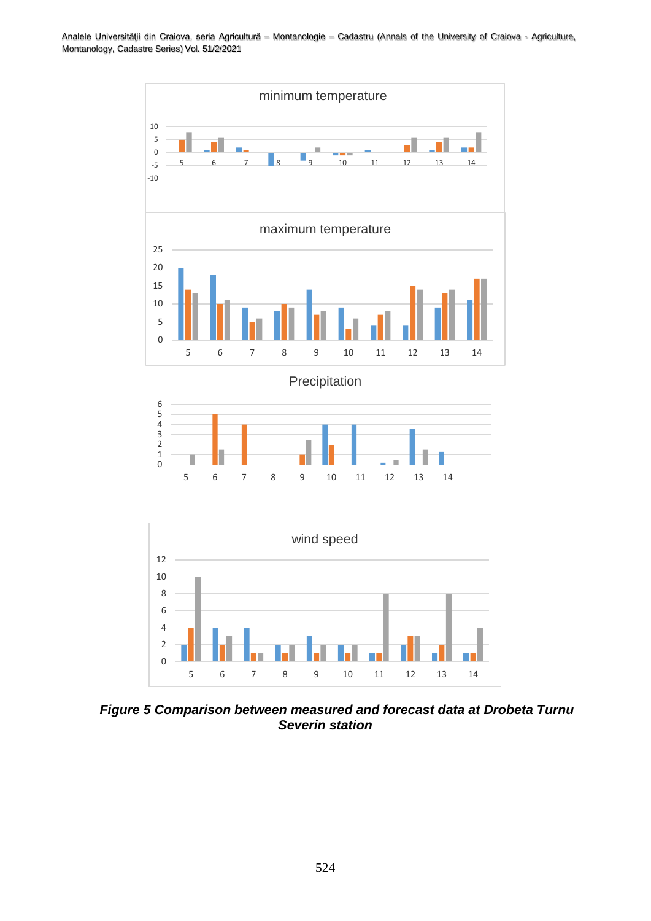minimum temperature

10
5
0
-5
-10
5 6 7 8 9 10 11 12 13 14

maximum temperature

25
20
15
10
5
0
5 6 7 8 9 10 11 12 13 14

Precipitation

6
5
4
3
2
1
0
5 6 7 8 9 10 11 12 13 14

wind speed

12
10
8
6
4
2
0
5 6 7 8 9 10 11 12 13 14

***Figure 5 Comparison between measured and forecast data at Drobeta Turnu Severin station***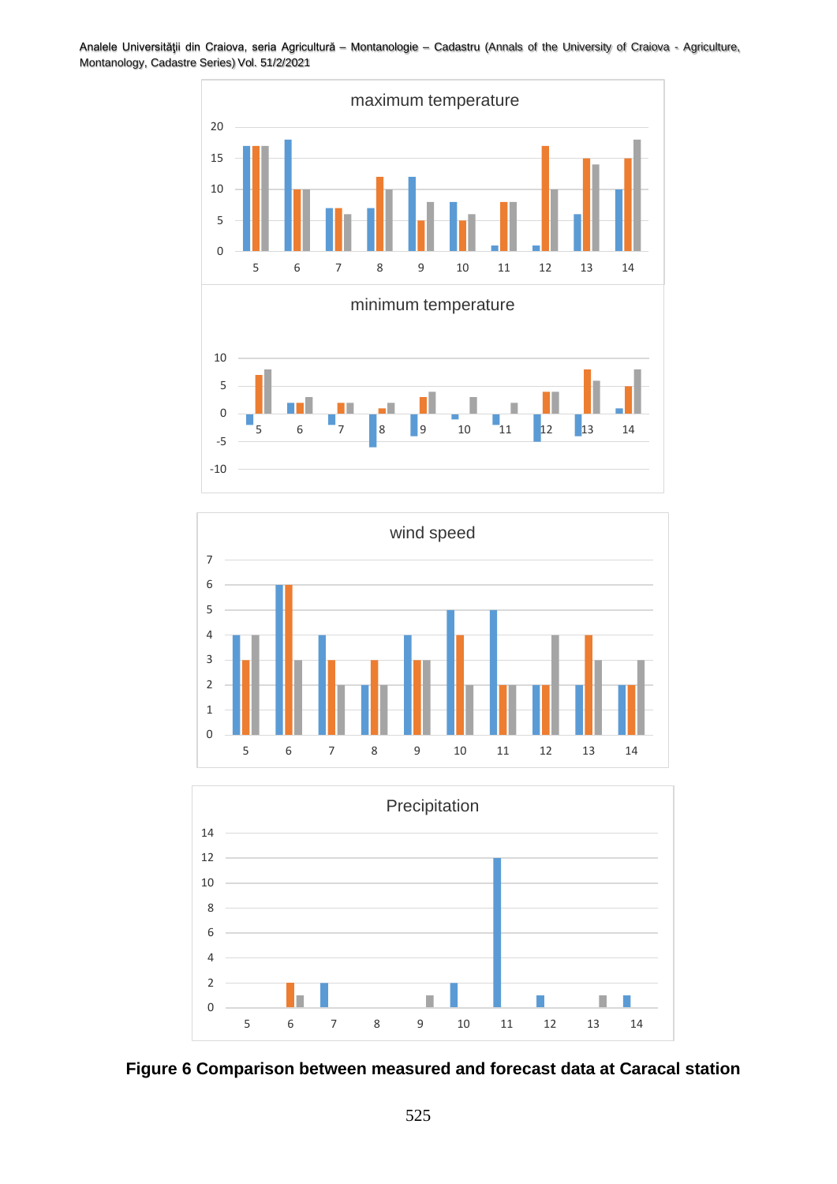maximum temperature

20
15
10
5
0
5 6 7 8 9 10 11 12 13 14

minimum temperature

10
5
0
-5
-10
5 6 7 8 9 10 11 12 13 14

wind speed

7
6
5
4
3
2
1
0
5 6 7 8 9 10 11 12 13 14

Precipitation

14
12
10
8
6
4
2
0
5 6 7 8 9 10 11 12 13 14

**Figure 6 Comparison between measured and forecast data at Caracal station**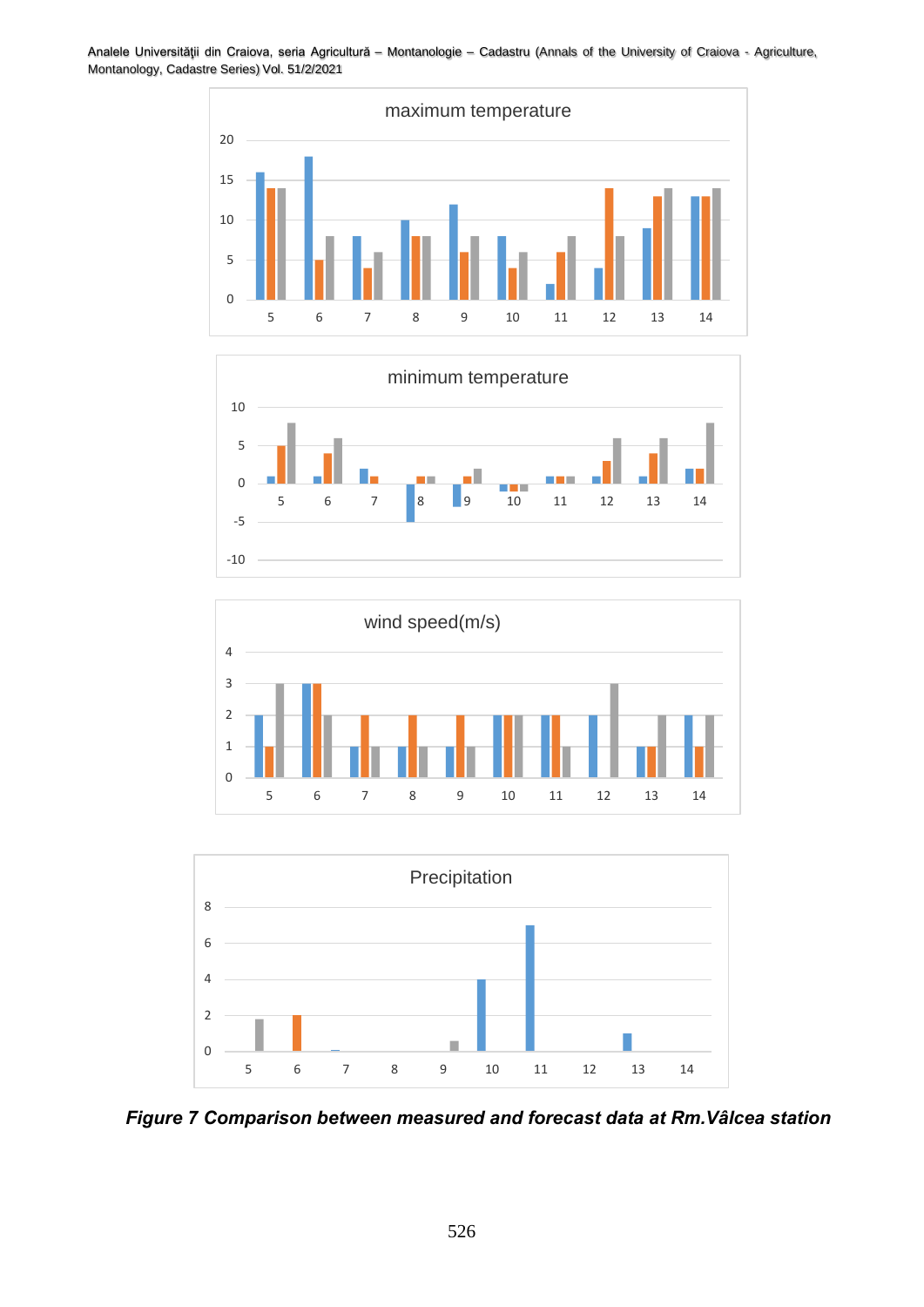maximum temperature

20
15
10
5
0
5 6 7 8 9 10 11 12 13 14

minimum temperature

10
5
0
-5
-10
5 6 7 8 9 10 11 12 13 14

wind speed(m/s)

4
3
2
1
0
5 6 7 8 9 10 11 12 13 14

Precipitation

8
6
4
2
0
5 6 7 8 9 10 11 12 13 14

***Figure 7 Comparison between measured and forecast data at Rm.Vâlcea station***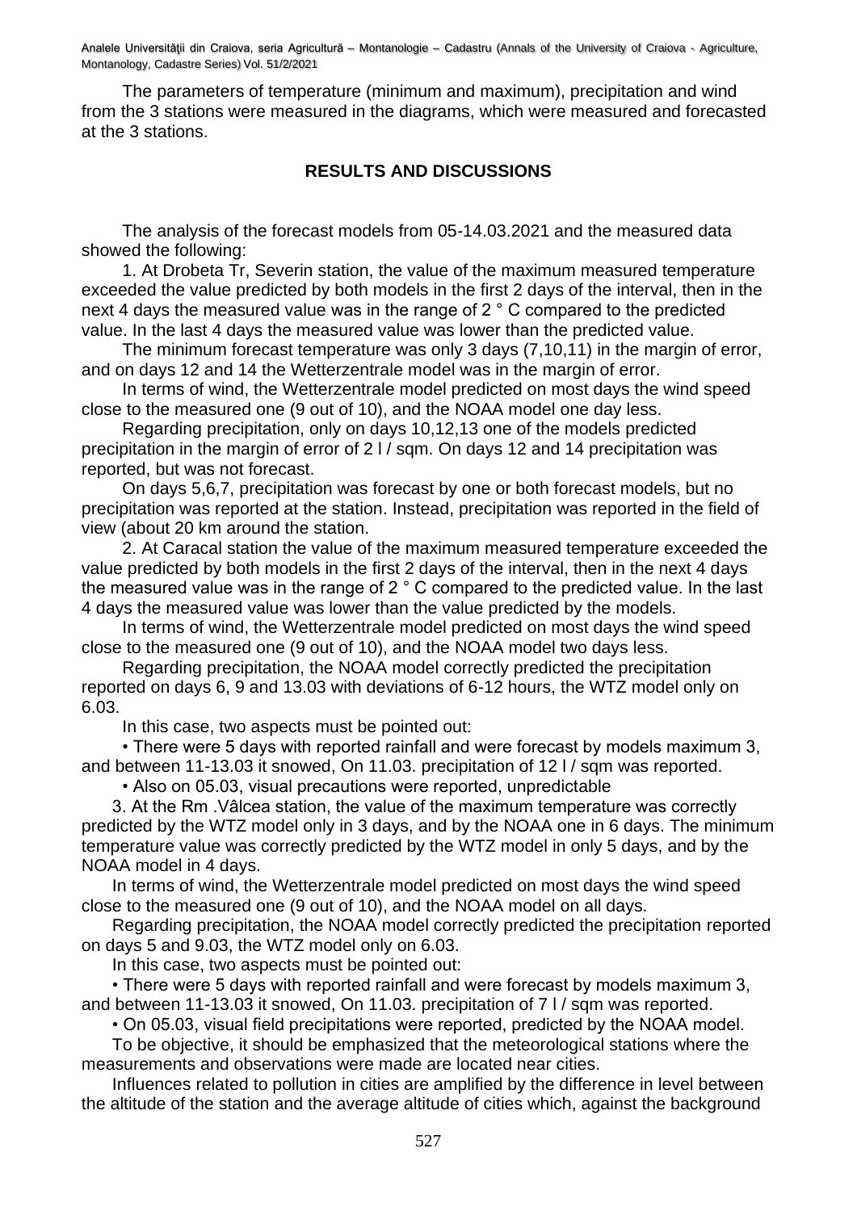The parameters of temperature (minimum and maximum), precipitation and wind from the 3 stations were measured in the diagrams, which were measured and forecasted at the 3 stations.

## RESULTS AND DISCUSSIONS

The analysis of the forecast models from 05-14.03.2021 and the measured data showed the following:

1. At Drobeta Tr, Severin station, the value of the maximum measured temperature exceeded the value predicted by both models in the first 2 days of the interval, then in the next 4 days the measured value was in the range of 2 ° C compared to the predicted value. In the last 4 days the measured value was lower than the predicted value.

The minimum forecast temperature was only 3 days (7,10,11) in the margin of error, and on days 12 and 14 the Wetterzentrale model was in the margin of error.

In terms of wind, the Wetterzentrale model predicted on most days the wind speed close to the measured one (9 out of 10), and the NOAA model one day less.

Regarding precipitation, only on days 10,12,13 one of the models predicted precipitation in the margin of error of 2 l / sqm. On days 12 and 14 precipitation was reported, but was not forecast.

On days 5,6,7, precipitation was forecast by one or both forecast models, but no precipitation was reported at the station. Instead, precipitation was reported in the field of view (about 20 km around the station.

2. At Caracal station the value of the maximum measured temperature exceeded the value predicted by both models in the first 2 days of the interval, then in the next 4 days the measured value was in the range of 2 ° C compared to the predicted value. In the last 4 days the measured value was lower than the value predicted by the models.

In terms of wind, the Wetterzentrale model predicted on most days the wind speed close to the measured one (9 out of 10), and the NOAA model two days less.

Regarding precipitation, the NOAA model correctly predicted the precipitation reported on days 6, 9 and 13.03 with deviations of 6-12 hours, the WTZ model only on 6.03.

In this case, two aspects must be pointed out:

• There were 5 days with reported rainfall and were forecast by models maximum 3, and between 11-13.03 it snowed, On 11.03. precipitation of 12 l / sqm was reported.

• Also on 05.03, visual precautions were reported, unpredictable

3. At the Rm .Vâlcea station, the value of the maximum temperature was correctly predicted by the WTZ model only in 3 days, and by the NOAA one in 6 days. The minimum temperature value was correctly predicted by the WTZ model in only 5 days, and by the NOAA model in 4 days.

In terms of wind, the Wetterzentrale model predicted on most days the wind speed close to the measured one (9 out of 10), and the NOAA model on all days.

Regarding precipitation, the NOAA model correctly predicted the precipitation reported on days 5 and 9.03, the WTZ model only on 6.03.

In this case, two aspects must be pointed out:

• There were 5 days with reported rainfall and were forecast by models maximum 3, and between 11-13.03 it snowed, On 11.03. precipitation of 7 l / sqm was reported.

• On 05.03, visual field precipitations were reported, predicted by the NOAA model.

To be objective, it should be emphasized that the meteorological stations where the measurements and observations were made are located near cities.

Influences related to pollution in cities are amplified by the difference in level between the altitude of the station and the average altitude of cities which, against the background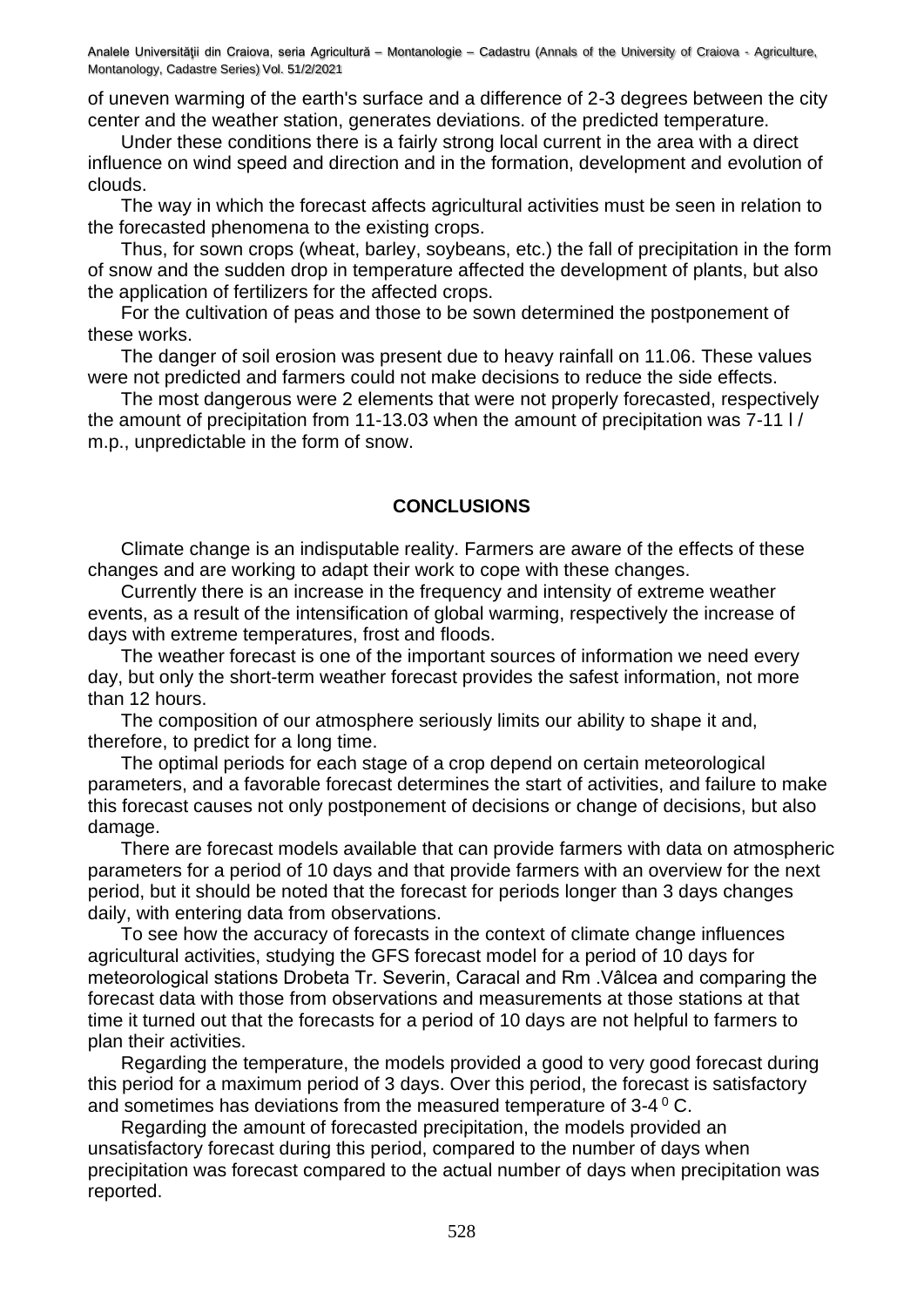of uneven warming of the earth's surface and a difference of 2-3 degrees between the city center and the weather station, generates deviations. of the predicted temperature.

Under these conditions there is a fairly strong local current in the area with a direct influence on wind speed and direction and in the formation, development and evolution of clouds.

The way in which the forecast affects agricultural activities must be seen in relation to the forecasted phenomena to the existing crops.

Thus, for sown crops (wheat, barley, soybeans, etc.) the fall of precipitation in the form of snow and the sudden drop in temperature affected the development of plants, but also the application of fertilizers for the affected crops.

For the cultivation of peas and those to be sown determined the postponement of these works.

The danger of soil erosion was present due to heavy rainfall on 11.06. These values were not predicted and farmers could not make decisions to reduce the side effects.

The most dangerous were 2 elements that were not properly forecasted, respectively the amount of precipitation from 11-13.03 when the amount of precipitation was 7-11 l / m.p., unpredictable in the form of snow.

## CONCLUSIONS

Climate change is an indisputable reality. Farmers are aware of the effects of these changes and are working to adapt their work to cope with these changes.

Currently there is an increase in the frequency and intensity of extreme weather events, as a result of the intensification of global warming, respectively the increase of days with extreme temperatures, frost and floods.

The weather forecast is one of the important sources of information we need every day, but only the short-term weather forecast provides the safest information, not more than 12 hours.

The composition of our atmosphere seriously limits our ability to shape it and, therefore, to predict for a long time.

The optimal periods for each stage of a crop depend on certain meteorological parameters, and a favorable forecast determines the start of activities, and failure to make this forecast causes not only postponement of decisions or change of decisions, but also damage.

There are forecast models available that can provide farmers with data on atmospheric parameters for a period of 10 days and that provide farmers with an overview for the next period, but it should be noted that the forecast for periods longer than 3 days changes daily, with entering data from observations.

To see how the accuracy of forecasts in the context of climate change influences agricultural activities, studying the GFS forecast model for a period of 10 days for meteorological stations Drobeta Tr. Severin, Caracal and Rm .Vâlcea and comparing the forecast data with those from observations and measurements at those stations at that time it turned out that the forecasts for a period of 10 days are not helpful to farmers to plan their activities.

Regarding the temperature, the models provided a good to very good forecast during this period for a maximum period of 3 days. Over this period, the forecast is satisfactory and sometimes has deviations from the measured temperature of 3-4 $^0$ C.

Regarding the amount of forecasted precipitation, the models provided an unsatisfactory forecast during this period, compared to the number of days when precipitation was forecast compared to the actual number of days when precipitation was reported.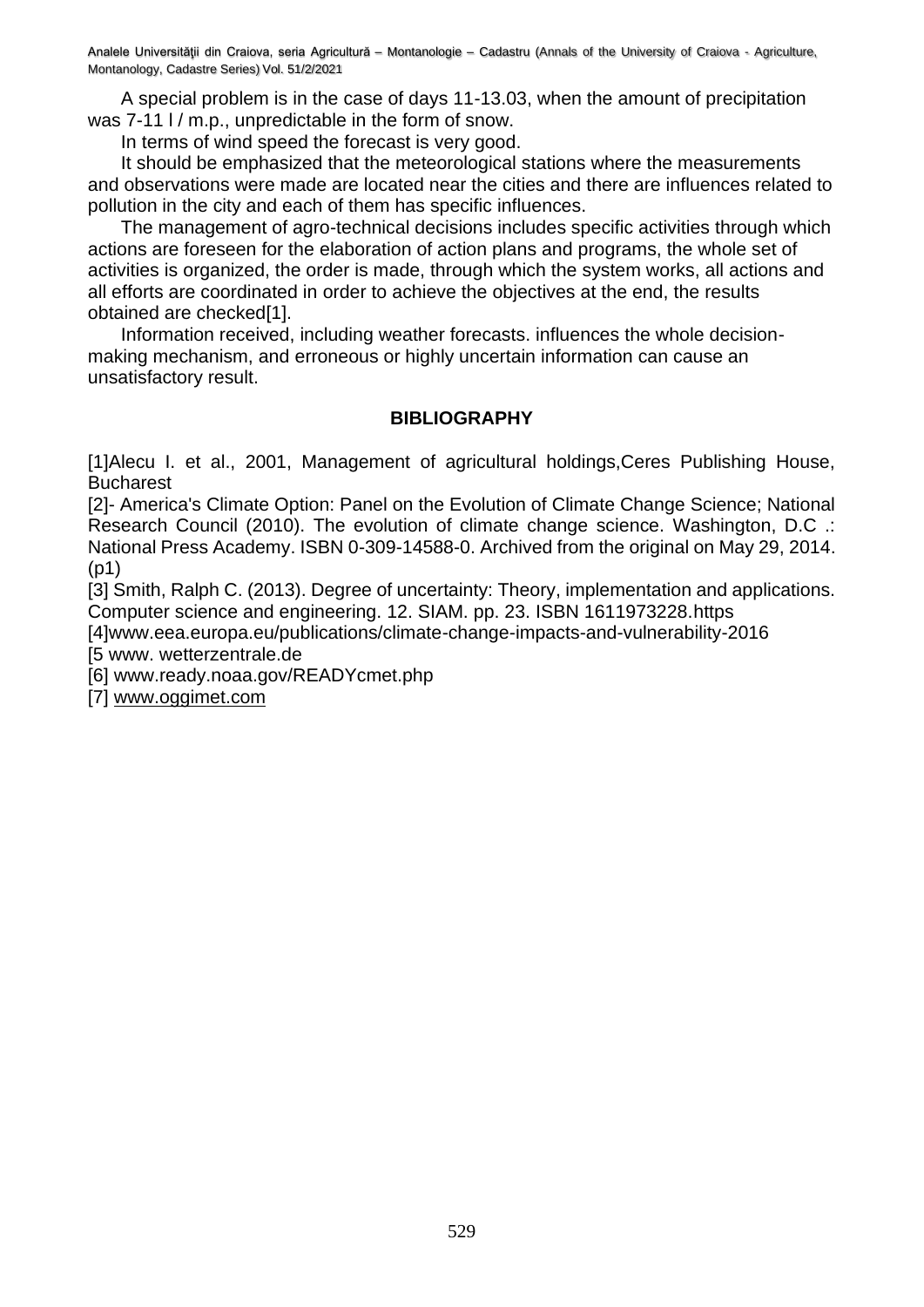A special problem is in the case of days 11-13.03, when the amount of precipitation was 7-11 l / m.p., unpredictable in the form of snow.

In terms of wind speed the forecast is very good.

It should be emphasized that the meteorological stations where the measurements and observations were made are located near the cities and there are influences related to pollution in the city and each of them has specific influences.

The management of agro-technical decisions includes specific activities through which actions are foreseen for the elaboration of action plans and programs, the whole set of activities is organized, the order is made, through which the system works, all actions and all efforts are coordinated in order to achieve the objectives at the end, the results obtained are checked[1].

Information received, including weather forecasts. influences the whole decision-making mechanism, and erroneous or highly uncertain information can cause an unsatisfactory result.

## BIBLIOGRAPHY

[1]Alecu I. et al., 2001, Management of agricultural holdings,Ceres Publishing House, Bucharest

[2]- America's Climate Option: Panel on the Evolution of Climate Change Science; National Research Council (2010). The evolution of climate change science. Washington, D.C .: National Press Academy. ISBN 0-309-14588-0. Archived from the original on May 29, 2014. (p1)

[3] Smith, Ralph C. (2013). Degree of uncertainty: Theory, implementation and applications. Computer science and engineering. 12. SIAM. pp. 23. ISBN 1611973228.https

[4]www.eea.europa.eu/publications/climate-change-impacts-and-vulnerability-2016

[5 www. wetterzentrale.de

[6] www.ready.noaa.gov/READYcmet.php

[7] www.oggimet.com